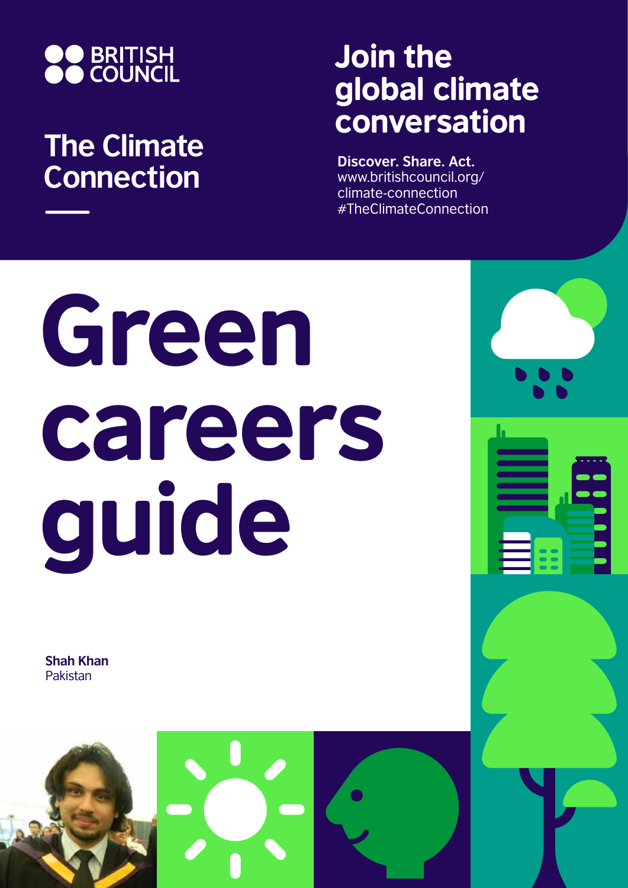BRITISH COUNCIL

## The Climate Connection

## Join the global climate conversation

**Discover. Share. Act.**
www.britishcouncil.org/climate-connection
#TheClimateConnection

# Green careers guide

**Shah Khan**
Pakistan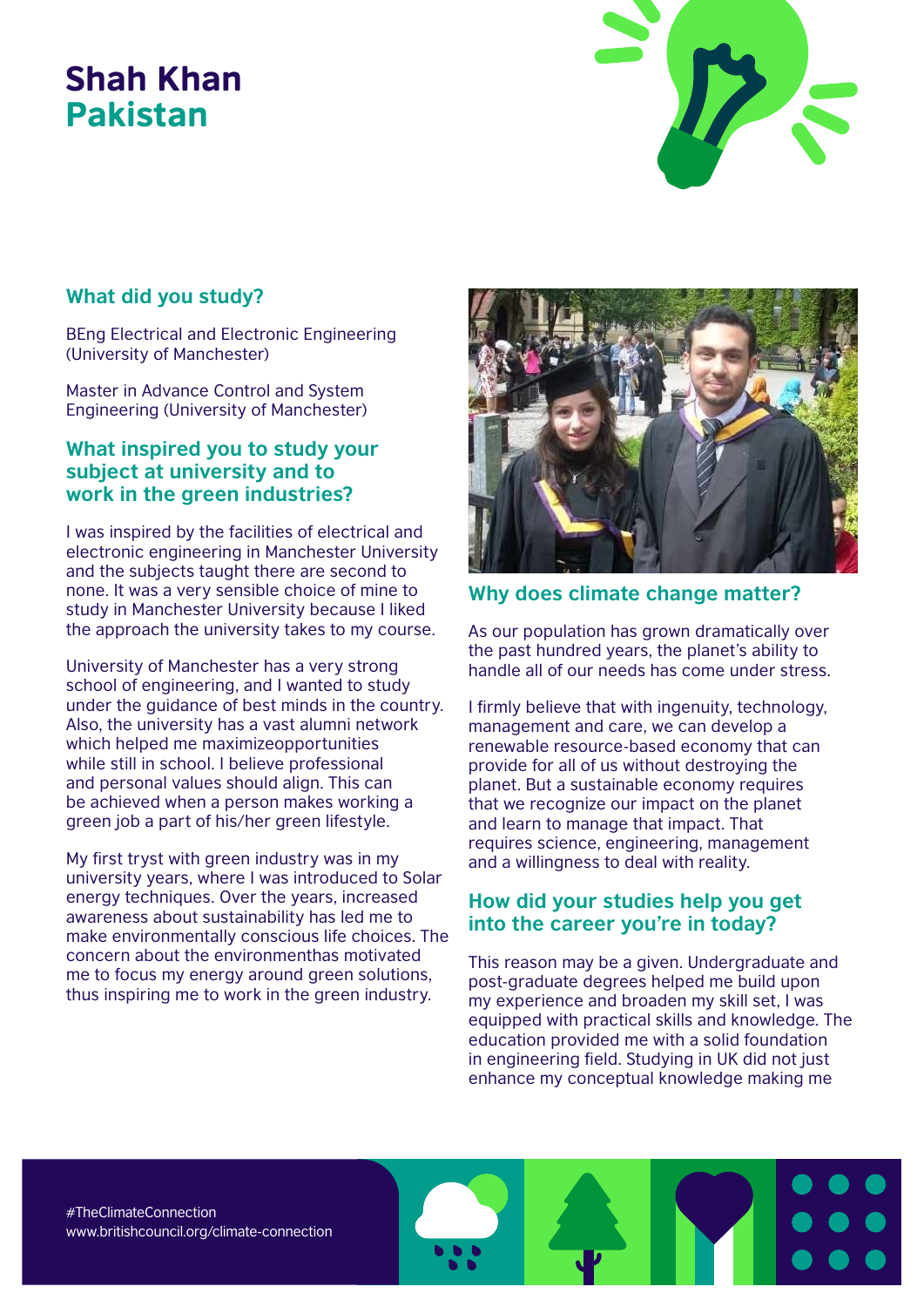# Shah Khan
## Pakistan

### What did you study?

BEng Electrical and Electronic Engineering (University of Manchester)

Master in Advance Control and System Engineering (University of Manchester)

### What inspired you to study your subject at university and to work in the green industries?

I was inspired by the facilities of electrical and electronic engineering in Manchester University and the subjects taught there are second to none. It was a very sensible choice of mine to study in Manchester University because I liked the approach the university takes to my course.

University of Manchester has a very strong school of engineering, and I wanted to study under the guidance of best minds in the country. Also, the university has a vast alumni network which helped me maximizeopportunities while still in school. I believe professional and personal values should align. This can be achieved when a person makes working a green job a part of his/her green lifestyle.

My first tryst with green industry was in my university years, where I was introduced to Solar energy techniques. Over the years, increased awareness about sustainability has led me to make environmentally conscious life choices. The concern about the environmenthas motivated me to focus my energy around green solutions, thus inspiring me to work in the green industry.

### Why does climate change matter?

As our population has grown dramatically over the past hundred years, the planet's ability to handle all of our needs has come under stress.

I firmly believe that with ingenuity, technology, management and care, we can develop a renewable resource-based economy that can provide for all of us without destroying the planet. But a sustainable economy requires that we recognize our impact on the planet and learn to manage that impact. That requires science, engineering, management and a willingness to deal with reality.

### How did your studies help you get into the career you're in today?

This reason may be a given. Undergraduate and post-graduate degrees helped me build upon my experience and broaden my skill set, I was equipped with practical skills and knowledge. The education provided me with a solid foundation in engineering field. Studying in UK did not just enhance my conceptual knowledge making me

#TheClimateConnection
www.britishcouncil.org/climate-connection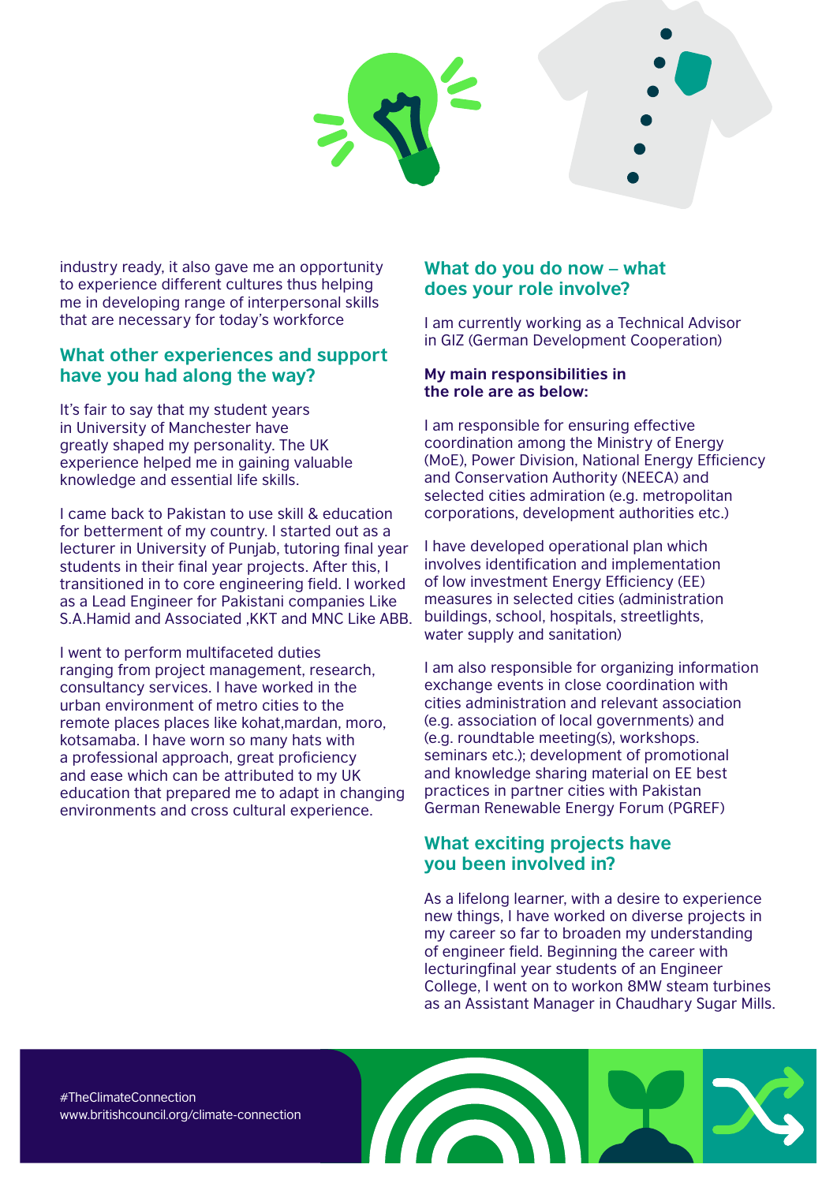industry ready, it also gave me an opportunity to experience different cultures thus helping me in developing range of interpersonal skills that are necessary for today's workforce

## What other experiences and support have you had along the way?

It's fair to say that my student years in University of Manchester have greatly shaped my personality. The UK experience helped me in gaining valuable knowledge and essential life skills.

I came back to Pakistan to use skill & education for betterment of my country. I started out as a lecturer in University of Punjab, tutoring final year students in their final year projects. After this, I transitioned in to core engineering field. I worked as a Lead Engineer for Pakistani companies Like S.A.Hamid and Associated ,KKT and MNC Like ABB.

I went to perform multifaceted duties ranging from project management, research, consultancy services. I have worked in the urban environment of metro cities to the remote places places like kohat,mardan, moro, kotsamaba. I have worn so many hats with a professional approach, great proficiency and ease which can be attributed to my UK education that prepared me to adapt in changing environments and cross cultural experience.

## What do you do now – what does your role involve?

I am currently working as a Technical Advisor in GIZ (German Development Cooperation)

**My main responsibilities in the role are as below:**

I am responsible for ensuring effective coordination among the Ministry of Energy (MoE), Power Division, National Energy Efficiency and Conservation Authority (NEECA) and selected cities admiration (e.g. metropolitan corporations, development authorities etc.)

I have developed operational plan which involves identification and implementation of low investment Energy Efficiency (EE) measures in selected cities (administration buildings, school, hospitals, streetlights, water supply and sanitation)

I am also responsible for organizing information exchange events in close coordination with cities administration and relevant association (e.g. association of local governments) and (e.g. roundtable meeting(s), workshops. seminars etc.); development of promotional and knowledge sharing material on EE best practices in partner cities with Pakistan German Renewable Energy Forum (PGREF)

## What exciting projects have you been involved in?

As a lifelong learner, with a desire to experience new things, I have worked on diverse projects in my career so far to broaden my understanding of engineer field. Beginning the career with lecturingfinal year students of an Engineer College, I went on to workon 8MW steam turbines as an Assistant Manager in Chaudhary Sugar Mills.

#TheClimateConnection
www.britishcouncil.org/climate-connection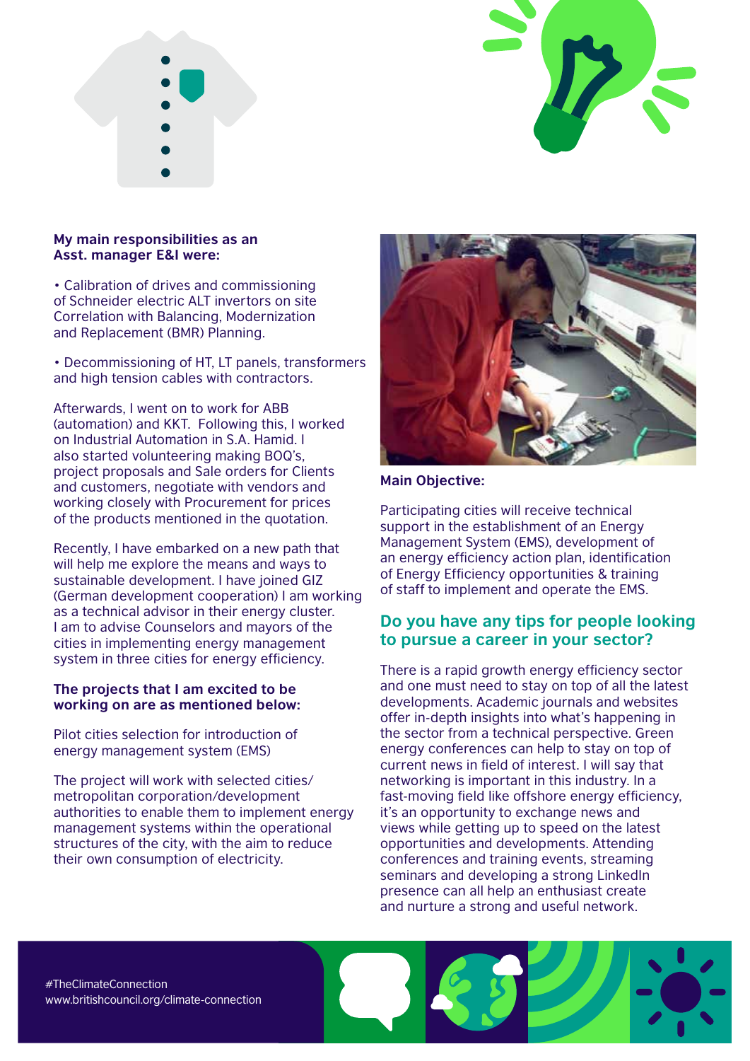**My main responsibilities as an Asst. manager E&I were:**

• Calibration of drives and commissioning of Schneider electric ALT invertors on site Correlation with Balancing, Modernization and Replacement (BMR) Planning.

• Decommissioning of HT, LT panels, transformers and high tension cables with contractors.

Afterwards, I went on to work for ABB (automation) and KKT. Following this, I worked on Industrial Automation in S.A. Hamid. I also started volunteering making BOQ's, project proposals and Sale orders for Clients and customers, negotiate with vendors and working closely with Procurement for prices of the products mentioned in the quotation.

Recently, I have embarked on a new path that will help me explore the means and ways to sustainable development. I have joined GIZ (German development cooperation) I am working as a technical advisor in their energy cluster. I am to advise Counselors and mayors of the cities in implementing energy management system in three cities for energy efficiency.

**The projects that I am excited to be working on are as mentioned below:**

Pilot cities selection for introduction of energy management system (EMS)

The project will work with selected cities/ metropolitan corporation/development authorities to enable them to implement energy management systems within the operational structures of the city, with the aim to reduce their own consumption of electricity.

**Main Objective:**

Participating cities will receive technical support in the establishment of an Energy Management System (EMS), development of an energy efficiency action plan, identification of Energy Efficiency opportunities & training of staff to implement and operate the EMS.

## Do you have any tips for people looking to pursue a career in your sector?

There is a rapid growth energy efficiency sector and one must need to stay on top of all the latest developments. Academic journals and websites offer in-depth insights into what's happening in the sector from a technical perspective. Green energy conferences can help to stay on top of current news in field of interest. I will say that networking is important in this industry. In a fast-moving field like offshore energy efficiency, it's an opportunity to exchange news and views while getting up to speed on the latest opportunities and developments. Attending conferences and training events, streaming seminars and developing a strong LinkedIn presence can all help an enthusiast create and nurture a strong and useful network.

#TheClimateConnection
www.britishcouncil.org/climate-connection